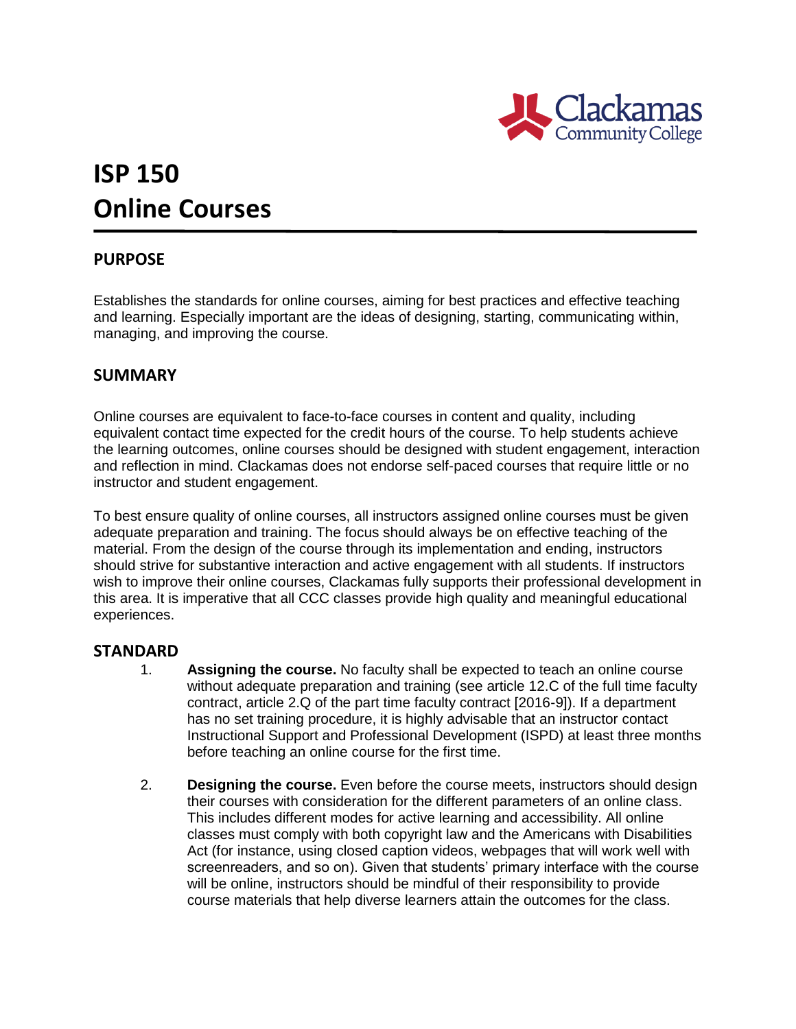# ISP 150
# Online Courses

## PURPOSE

Establishes the standards for online courses, aiming for best practices and effective teaching and learning. Especially important are the ideas of designing, starting, communicating within, managing, and improving the course.

## SUMMARY

Online courses are equivalent to face-to-face courses in content and quality, including equivalent contact time expected for the credit hours of the course. To help students achieve the learning outcomes, online courses should be designed with student engagement, interaction and reflection in mind. Clackamas does not endorse self-paced courses that require little or no instructor and student engagement.

To best ensure quality of online courses, all instructors assigned online courses must be given adequate preparation and training. The focus should always be on effective teaching of the material. From the design of the course through its implementation and ending, instructors should strive for substantive interaction and active engagement with all students. If instructors wish to improve their online courses, Clackamas fully supports their professional development in this area. It is imperative that all CCC classes provide high quality and meaningful educational experiences.

## STANDARD

1. **Assigning the course.** No faculty shall be expected to teach an online course without adequate preparation and training (see article 12.C of the full time faculty contract, article 2.Q of the part time faculty contract [2016-9]). If a department has no set training procedure, it is highly advisable that an instructor contact Instructional Support and Professional Development (ISPD) at least three months before teaching an online course for the first time.

2. **Designing the course.** Even before the course meets, instructors should design their courses with consideration for the different parameters of an online class. This includes different modes for active learning and accessibility. All online classes must comply with both copyright law and the Americans with Disabilities Act (for instance, using closed caption videos, webpages that will work well with screenreaders, and so on). Given that students' primary interface with the course will be online, instructors should be mindful of their responsibility to provide course materials that help diverse learners attain the outcomes for the class.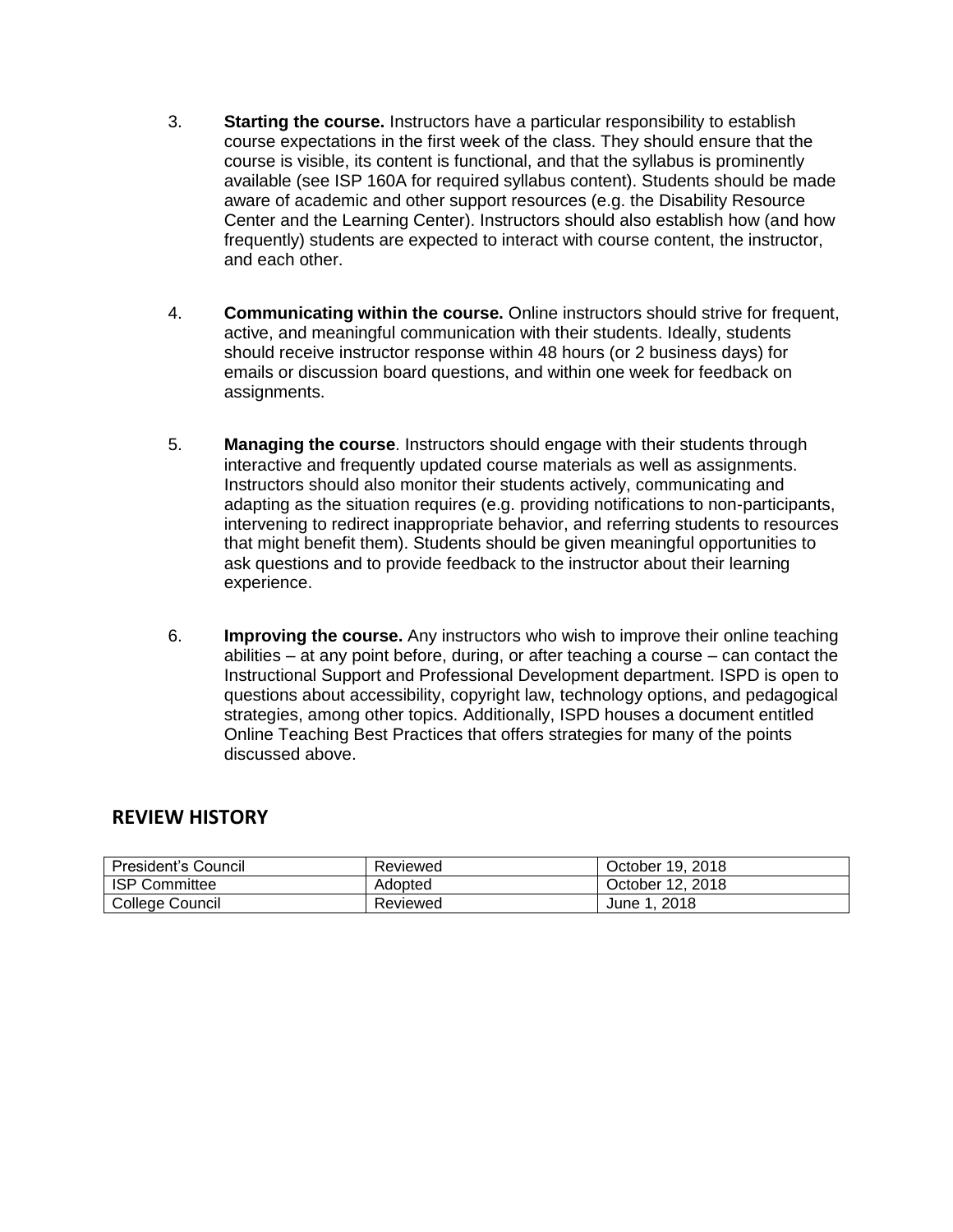3. **Starting the course.** Instructors have a particular responsibility to establish course expectations in the first week of the class. They should ensure that the course is visible, its content is functional, and that the syllabus is prominently available (see ISP 160A for required syllabus content). Students should be made aware of academic and other support resources (e.g. the Disability Resource Center and the Learning Center). Instructors should also establish how (and how frequently) students are expected to interact with course content, the instructor, and each other.

4. **Communicating within the course.** Online instructors should strive for frequent, active, and meaningful communication with their students. Ideally, students should receive instructor response within 48 hours (or 2 business days) for emails or discussion board questions, and within one week for feedback on assignments.

5. **Managing the course**. Instructors should engage with their students through interactive and frequently updated course materials as well as assignments. Instructors should also monitor their students actively, communicating and adapting as the situation requires (e.g. providing notifications to non-participants, intervening to redirect inappropriate behavior, and referring students to resources that might benefit them). Students should be given meaningful opportunities to ask questions and to provide feedback to the instructor about their learning experience.

6. **Improving the course.** Any instructors who wish to improve their online teaching abilities – at any point before, during, or after teaching a course – can contact the Instructional Support and Professional Development department. ISPD is open to questions about accessibility, copyright law, technology options, and pedagogical strategies, among other topics. Additionally, ISPD houses a document entitled Online Teaching Best Practices that offers strategies for many of the points discussed above.

## REVIEW HISTORY

| | | |
|---|---|---|
| President's Council | Reviewed | October 19, 2018 |
| ISP Committee | Adopted | October 12, 2018 |
| College Council | Reviewed | June 1, 2018 |